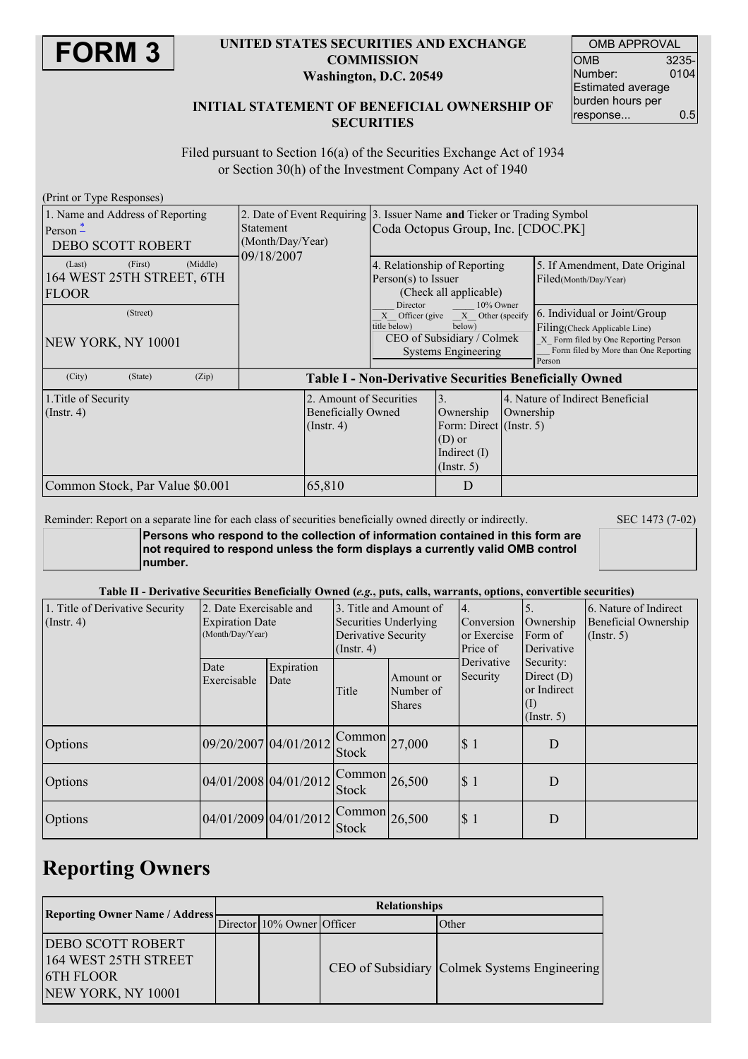# FORM 3

**UNITED STATES SECURITIES AND EXCHANGE COMMISSION**
**Washington, D.C. 20549**

**INITIAL STATEMENT OF BENEFICIAL OWNERSHIP OF SECURITIES**

| OMB APPROVAL | |
|---|---|
| OMB Number: | 3235-0104 |
| Estimated average burden hours per response... | 0.5 |

Filed pursuant to Section 16(a) of the Securities Exchange Act of 1934 or Section 30(h) of the Investment Company Act of 1940

(Print or Type Responses)

| 1. Name and Address of Reporting Person * | 2. Date of Event Requiring Statement (Month/Day/Year) | 3. Issuer Name **and** Ticker or Trading Symbol | |
|---|---|---|---|
| DEBO SCOTT ROBERT | 09/18/2007 | Coda Octopus Group, Inc. [CDOC.PK] | |
| (Last) (First) (Middle) 164 WEST 25TH STREET, 6TH FLOOR | | 4. Relationship of Reporting Person(s) to Issuer (Check all applicable) ___ Director ___ 10% Owner _X_ Officer (give title below) _X_ Other (specify below) CEO of Subsidiary / Colmek Systems Engineering | 5. If Amendment, Date Original Filed(Month/Day/Year) |
| (Street) NEW YORK, NY 10001 | | | 6. Individual or Joint/Group Filing(Check Applicable Line) _X_ Form filed by One Reporting Person ___ Form filed by More than One Reporting Person |
| (City) (State) (Zip) | | | |

**Table I - Non-Derivative Securities Beneficially Owned**

| 1.Title of Security (Instr. 4) | 2. Amount of Securities Beneficially Owned (Instr. 4) | 3. Ownership Form: Direct (D) or Indirect (I) (Instr. 5) | 4. Nature of Indirect Beneficial Ownership (Instr. 5) |
|---|---|---|---|
| Common Stock, Par Value $0.001 | 65,810 | D | |

Reminder: Report on a separate line for each class of securities beneficially owned directly or indirectly.

SEC 1473 (7-02)

**Persons who respond to the collection of information contained in this form are not required to respond unless the form displays a currently valid OMB control number.**

**Table II - Derivative Securities Beneficially Owned (*e.g.*, puts, calls, warrants, options, convertible securities)**

| 1. Title of Derivative Security (Instr. 4) | 2. Date Exercisable and Expiration Date (Month/Day/Year) | | 3. Title and Amount of Securities Underlying Derivative Security (Instr. 4) | | 4. Conversion or Exercise Price of Derivative Security | 5. Ownership Form of Derivative Security: Direct (D) or Indirect (I) (Instr. 5) | 6. Nature of Indirect Beneficial Ownership (Instr. 5) |
|---|---|---|---|---|---|---|---|
| | Date Exercisable | Expiration Date | Title | Amount or Number of Shares | | | |
| Options | 09/20/2007 | 04/01/2012 | Common Stock | 27,000 | $ 1 | D | |
| Options | 04/01/2008 | 04/01/2012 | Common Stock | 26,500 | $ 1 | D | |
| Options | 04/01/2009 | 04/01/2012 | Common Stock | 26,500 | $ 1 | D | |

## Reporting Owners

| Reporting Owner Name / Address | Relationships | | | |
|---|---|---|---|---|
| | Director | 10% Owner | Officer | Other |
| DEBO SCOTT ROBERT 164 WEST 25TH STREET 6TH FLOOR NEW YORK, NY 10001 | | | CEO of Subsidiary | Colmek Systems Engineering |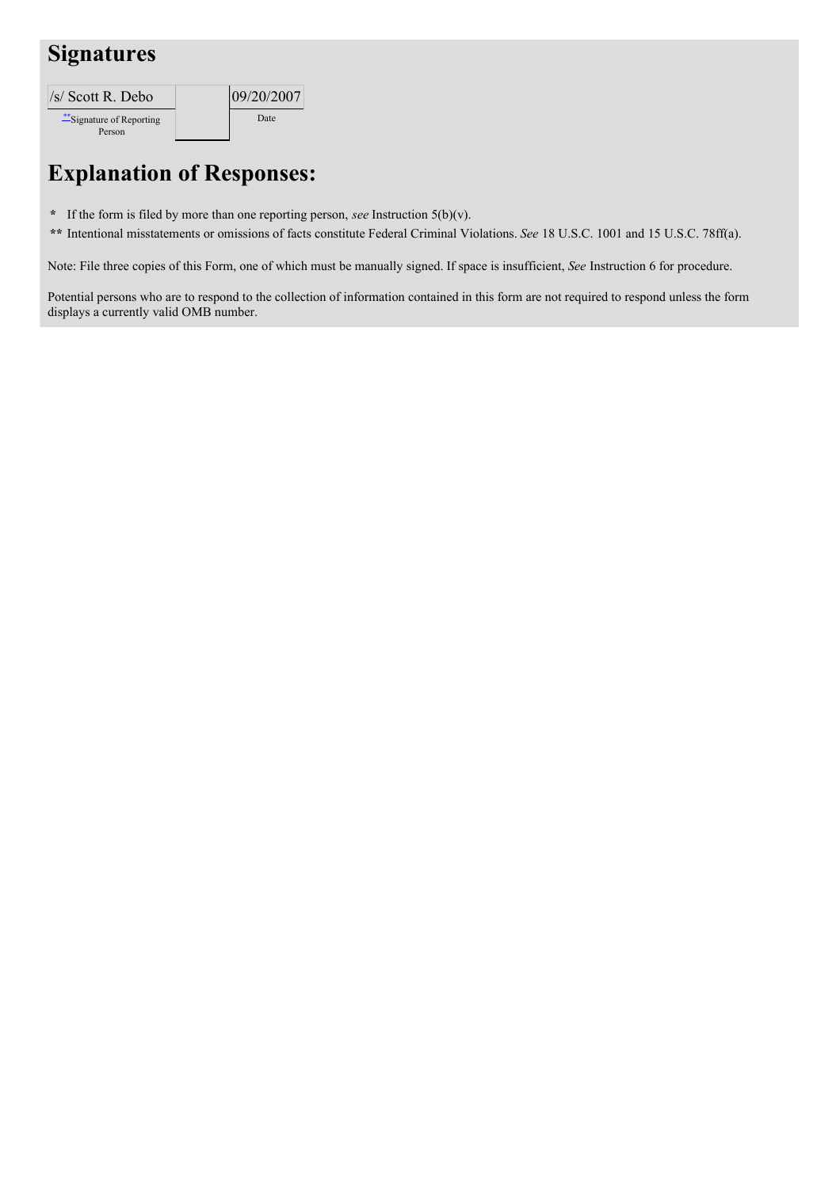## Signatures

| | | |
|---|---|---|
| /s/ Scott R. Debo | | 09/20/2007 |
| ** Signature of Reporting Person | | Date |

## Explanation of Responses:

\* If the form is filed by more than one reporting person, *see* Instruction 5(b)(v).

** Intentional misstatements or omissions of facts constitute Federal Criminal Violations. *See* 18 U.S.C. 1001 and 15 U.S.C. 78ff(a).

Note: File three copies of this Form, one of which must be manually signed. If space is insufficient, *See* Instruction 6 for procedure.

Potential persons who are to respond to the collection of information contained in this form are not required to respond unless the form displays a currently valid OMB number.